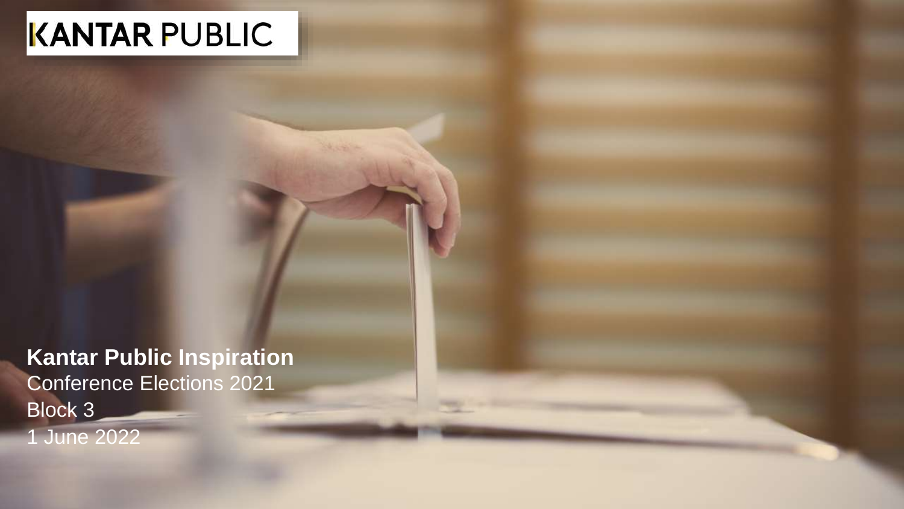KANTAR PUBLIC

**Kantar Public Inspiration**

Conference Elections 2021

Block 3

1 June 2022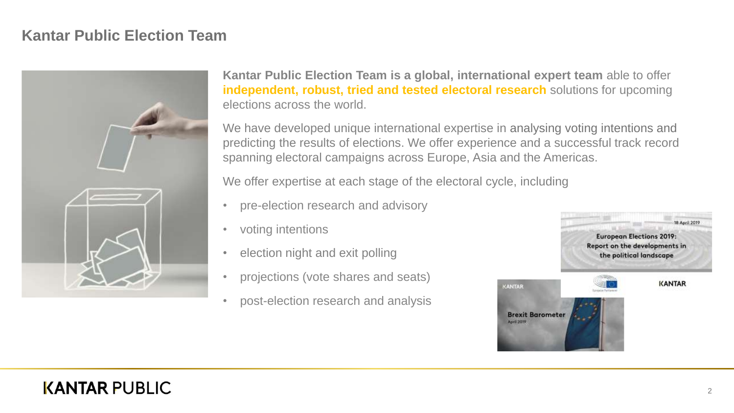## Kantar Public Election Team

**Kantar Public Election Team is a global, international expert team** able to offer **independent, robust, tried and tested electoral research** solutions for upcoming elections across the world.

We have developed unique international expertise in analysing voting intentions and predicting the results of elections. We offer experience and a successful track record spanning electoral campaigns across Europe, Asia and the Americas.

We offer expertise at each stage of the electoral cycle, including

- pre-election research and advisory
- voting intentions
- election night and exit polling
- projections (vote shares and seats)
- post-election research and analysis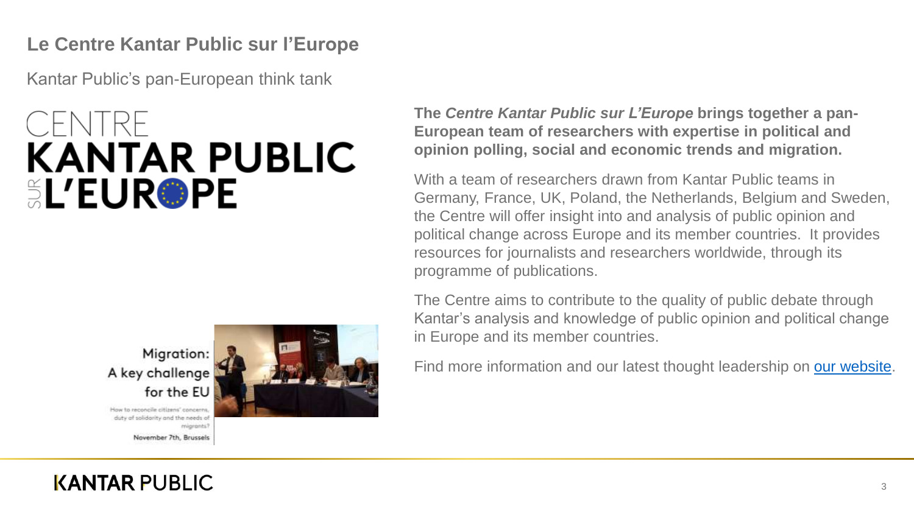## Le Centre Kantar Public sur l'Europe

Kantar Public's pan-European think tank

CENTRE
KANTAR PUBLIC
SUR L'EUROPE

Migration: A key challenge for the EU

How to reconcile citizens' concerns, duty of solidarity and the needs of migrants?

November 7th, Brussels

**The *Centre Kantar Public sur L'Europe* brings together a pan-European team of researchers with expertise in political and opinion polling, social and economic trends and migration.**

With a team of researchers drawn from Kantar Public teams in Germany, France, UK, Poland, the Netherlands, Belgium and Sweden, the Centre will offer insight into and analysis of public opinion and political change across Europe and its member countries. It provides resources for journalists and researchers worldwide, through its programme of publications.

The Centre aims to contribute to the quality of public debate through Kantar's analysis and knowledge of public opinion and political change in Europe and its member countries.

Find more information and our latest thought leadership on our website.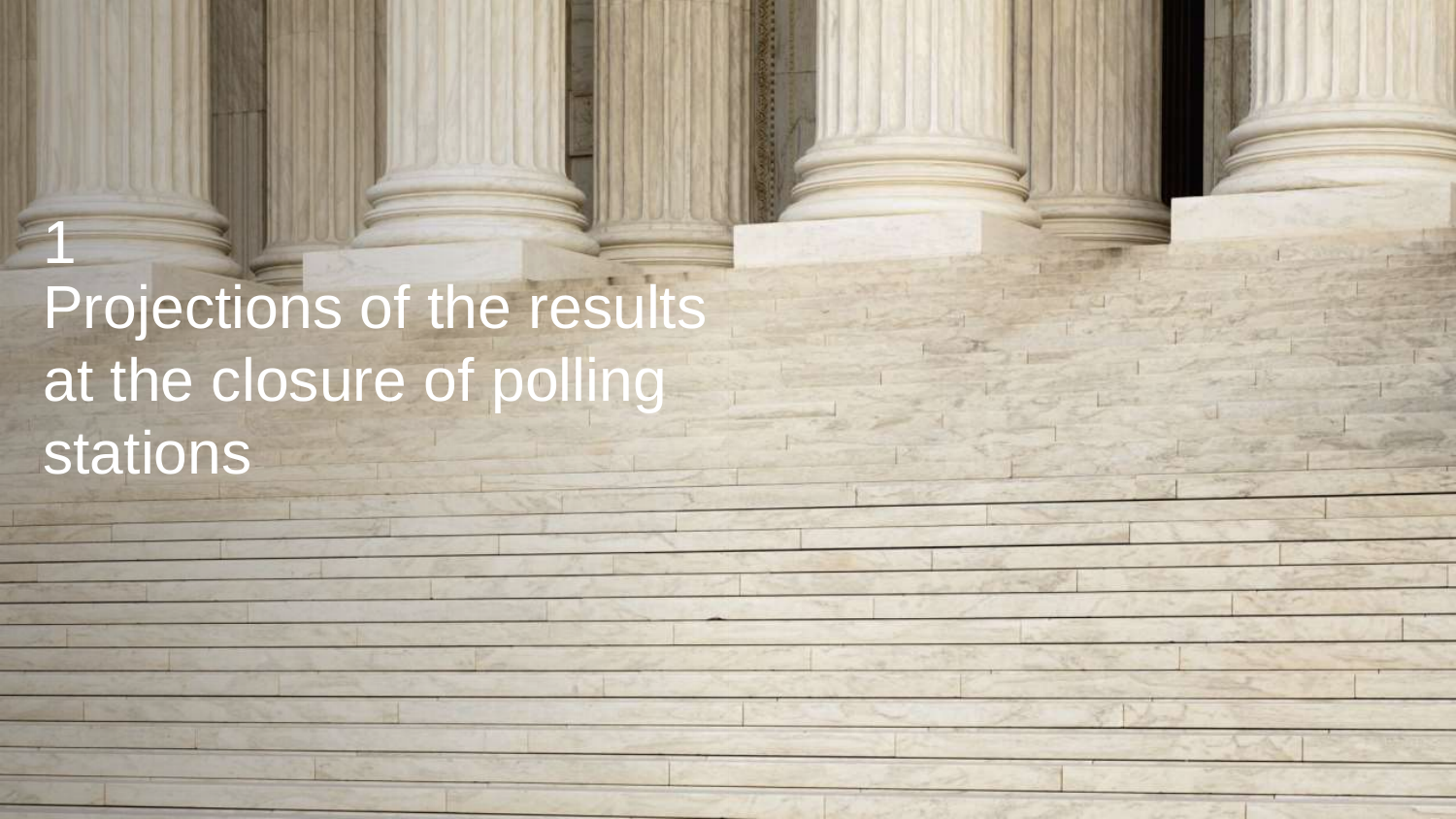# 1
# Projections of the results at the closure of polling stations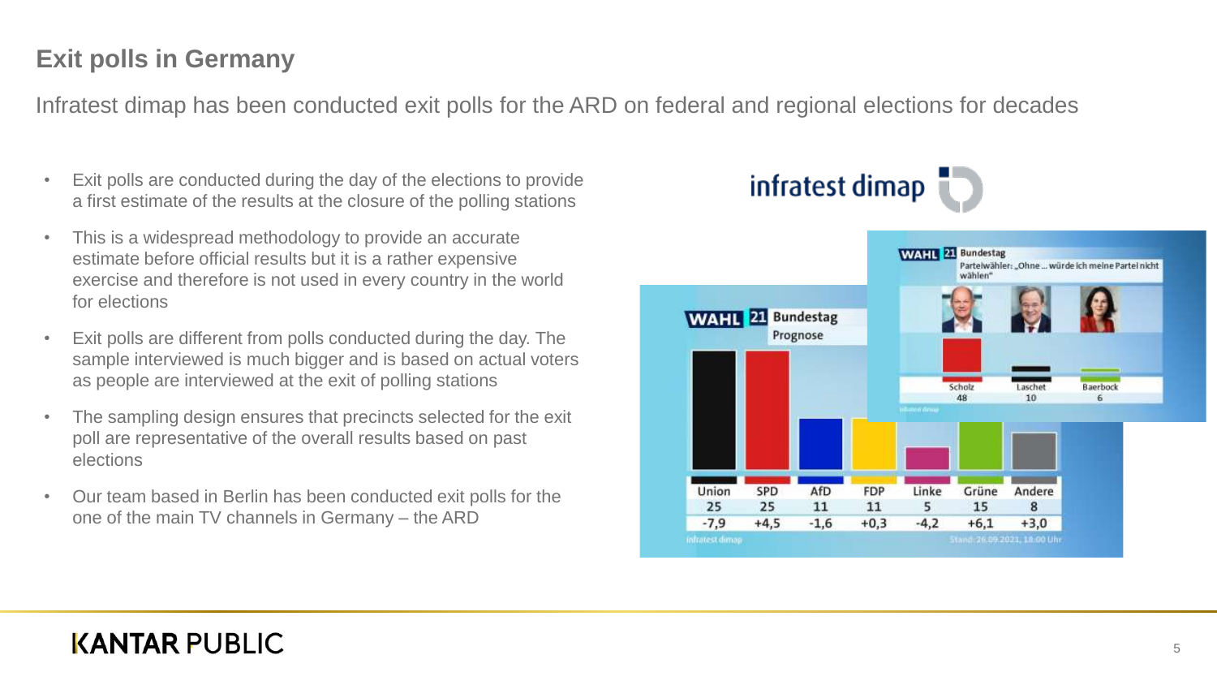# Exit polls in Germany

Infratest dimap has been conducted exit polls for the ARD on federal and regional elections for decades

- Exit polls are conducted during the day of the elections to provide a first estimate of the results at the closure of the polling stations
- This is a widespread methodology to provide an accurate estimate before official results but it is a rather expensive exercise and therefore is not used in every country in the world for elections
- Exit polls are different from polls conducted during the day. The sample interviewed is much bigger and is based on actual voters as people are interviewed at the exit of polling stations
- The sampling design ensures that precincts selected for the exit poll are representative of the overall results based on past elections
- Our team based in Berlin has been conducted exit polls for the one of the main TV channels in Germany – the ARD

infratest dimap

WAHL 21 Bundestag
Parteiwähler: „Ohne ... würde ich meine Partei nicht wählen"

| Scholz | Laschet | Baerbock |
|---|---|---|
| 48 | 10 | 6 |

WAHL 21 Bundestag
Prognose

| Union | SPD | AfD | FDP | Linke | Grüne | Andere |
|---|---|---|---|---|---|---|
| 25 | 25 | 11 | 11 | 5 | 15 | 8 |
| -7,9 | +4,5 | -1,6 | +0,3 | -4,2 | +6,1 | +3,0 |

infratest dimap — Stand: 26.09.2021, 18:00 Uhr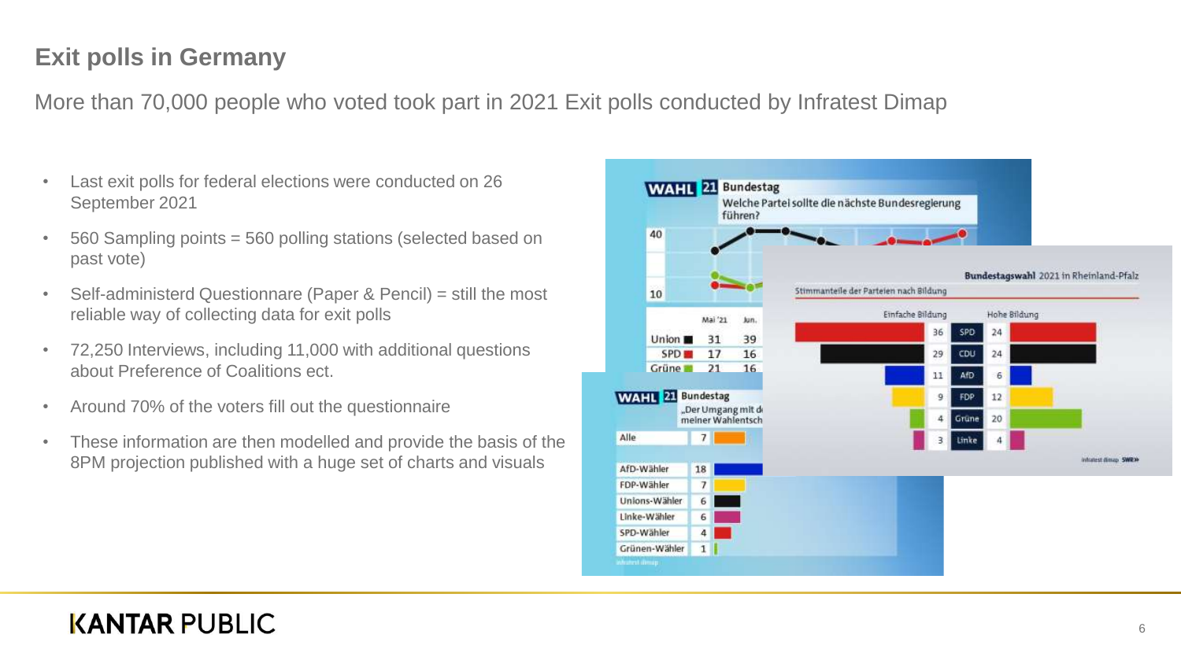# Exit polls in Germany

More than 70,000 people who voted took part in 2021 Exit polls conducted by Infratest Dimap

- Last exit polls for federal elections were conducted on 26 September 2021
- 560 Sampling points = 560 polling stations (selected based on past vote)
- Self-administerd Questionnare (Paper & Pencil) = still the most reliable way of collecting data for exit polls
- 72,250 Interviews, including 11,000 with additional questions about Preference of Coalitions ect.
- Around 70% of the voters fill out the questionnaire
- These information are then modelled and provide the basis of the 8PM projection published with a huge set of charts and visuals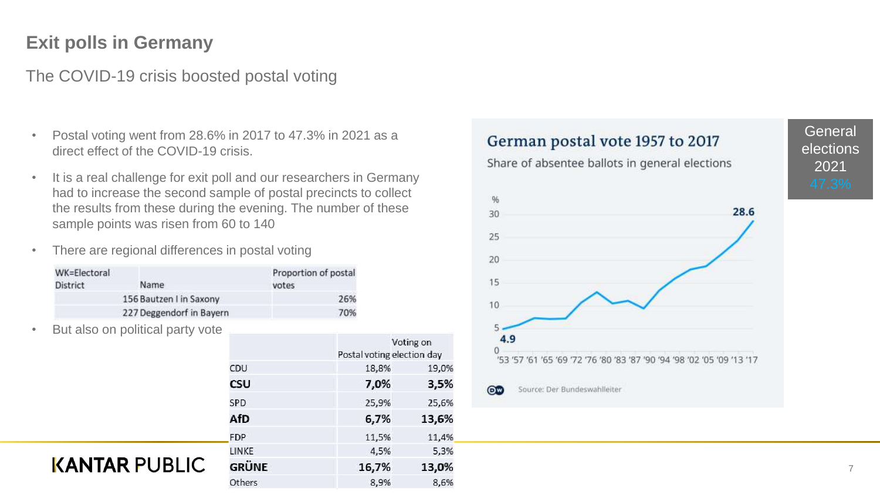# Exit polls in Germany

## The COVID-19 crisis boosted postal voting

- Postal voting went from 28.6% in 2017 to 47.3% in 2021 as a direct effect of the COVID-19 crisis.
- It is a real challenge for exit poll and our researchers in Germany had to increase the second sample of postal precincts to collect the results from these during the evening. The number of these sample points was risen from 60 to 140
- There are regional differences in postal voting

| WK=Electoral District | Name | Proportion of postal votes |
|---|---|---|
| 156 | Bautzen I in Saxony | 26% |
| 227 | Deggendorf in Bayern | 70% |

- But also on political party vote

| | Postal voting | Voting on election day |
|---|---|---|
| CDU | 18,8% | 19,0% |
| **CSU** | **7,0%** | **3,5%** |
| SPD | 25,9% | 25,6% |
| **AfD** | **6,7%** | **13,6%** |
| FDP | 11,5% | 11,4% |
| LINKE | 4,5% | 5,3% |
| **GRÜNE** | **16,7%** | **13,0%** |
| Others | 8,9% | 8,6% |

**German postal vote 1957 to 2017**

Share of absentee ballots in general elections

%: 4.9 ('57) … 28.6 ('17)

'53 '57 '61 '65 '69 '72 '76 '80 '83 '87 '90 '94 '98 '02 '05 '09 '13 '17

Source: Der Bundeswahlleiter

General elections 2021
47.3%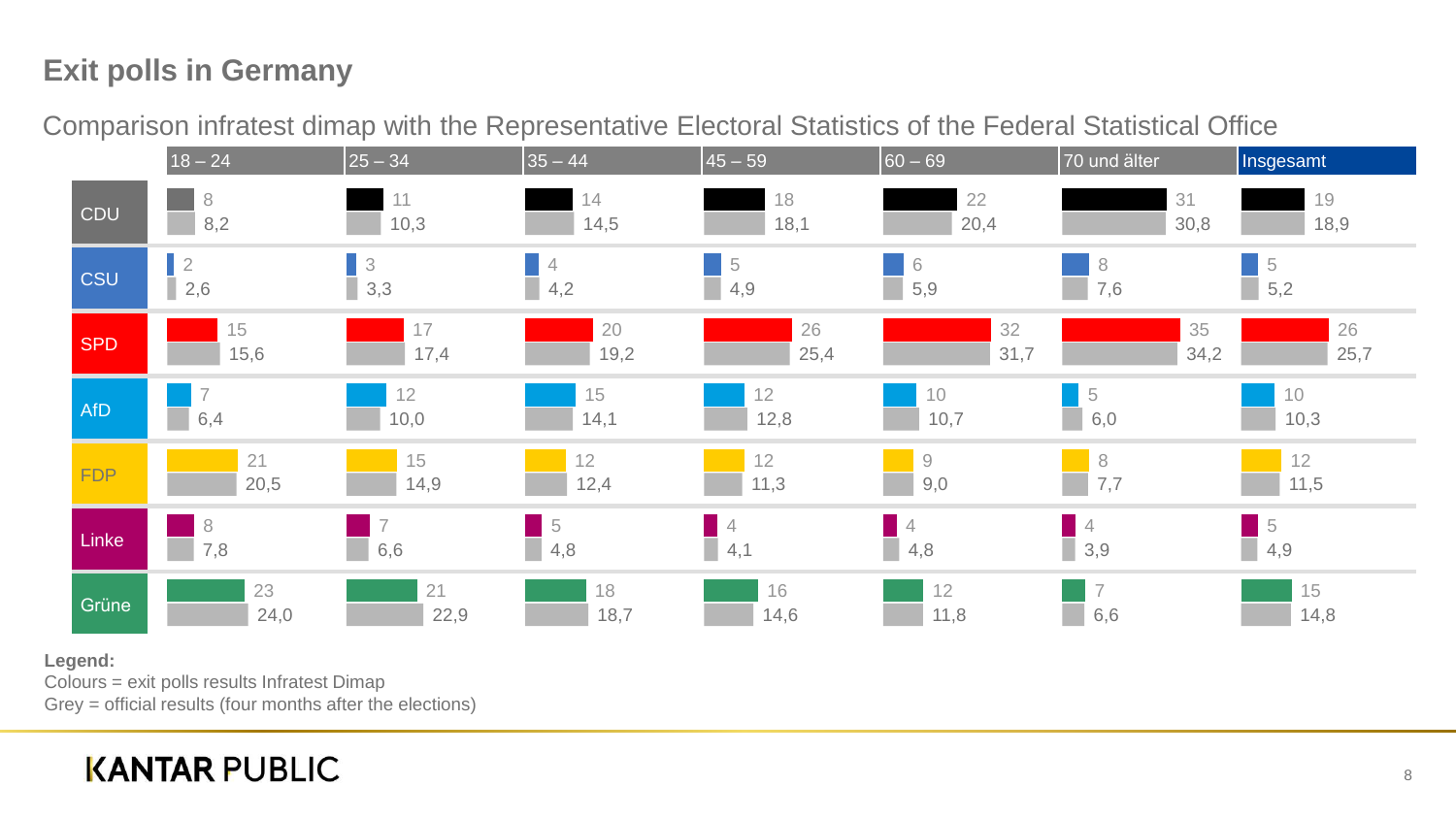## Exit polls in Germany

Comparison infratest dimap with the Representative Electoral Statistics of the Federal Statistical Office

| | | 18 – 24 | 25 – 34 | 35 – 44 | 45 – 59 | 60 – 69 | 70 und älter | Insgesamt |
|---|---|---|---|---|---|---|---|---|
| CDU | Exit poll | 8 | 11 | 14 | 18 | 22 | 31 | 19 |
| | Official | 8,2 | 10,3 | 14,5 | 18,1 | 20,4 | 30,8 | 18,9 |
| CSU | Exit poll | 2 | 3 | 4 | 5 | 6 | 8 | 5 |
| | Official | 2,6 | 3,3 | 4,2 | 4,9 | 5,9 | 7,6 | 5,2 |
| SPD | Exit poll | 15 | 17 | 20 | 26 | 32 | 35 | 26 |
| | Official | 15,6 | 17,4 | 19,2 | 25,4 | 31,7 | 34,2 | 25,7 |
| AfD | Exit poll | 7 | 12 | 15 | 12 | 10 | 5 | 10 |
| | Official | 6,4 | 10,0 | 14,1 | 12,8 | 10,7 | 6,0 | 10,3 |
| FDP | Exit poll | 21 | 15 | 12 | 12 | 9 | 8 | 12 |
| | Official | 20,5 | 14,9 | 12,4 | 11,3 | 9,0 | 7,7 | 11,5 |
| Linke | Exit poll | 8 | 7 | 5 | 4 | 4 | 4 | 5 |
| | Official | 7,8 | 6,6 | 4,8 | 4,1 | 4,8 | 3,9 | 4,9 |
| Grüne | Exit poll | 23 | 21 | 18 | 16 | 12 | 7 | 15 |
| | Official | 24,0 | 22,9 | 18,7 | 14,6 | 11,8 | 6,6 | 14,8 |

**Legend:**
Colours = exit polls results Infratest Dimap
Grey = official results (four months after the elections)

KANTAR PUBLIC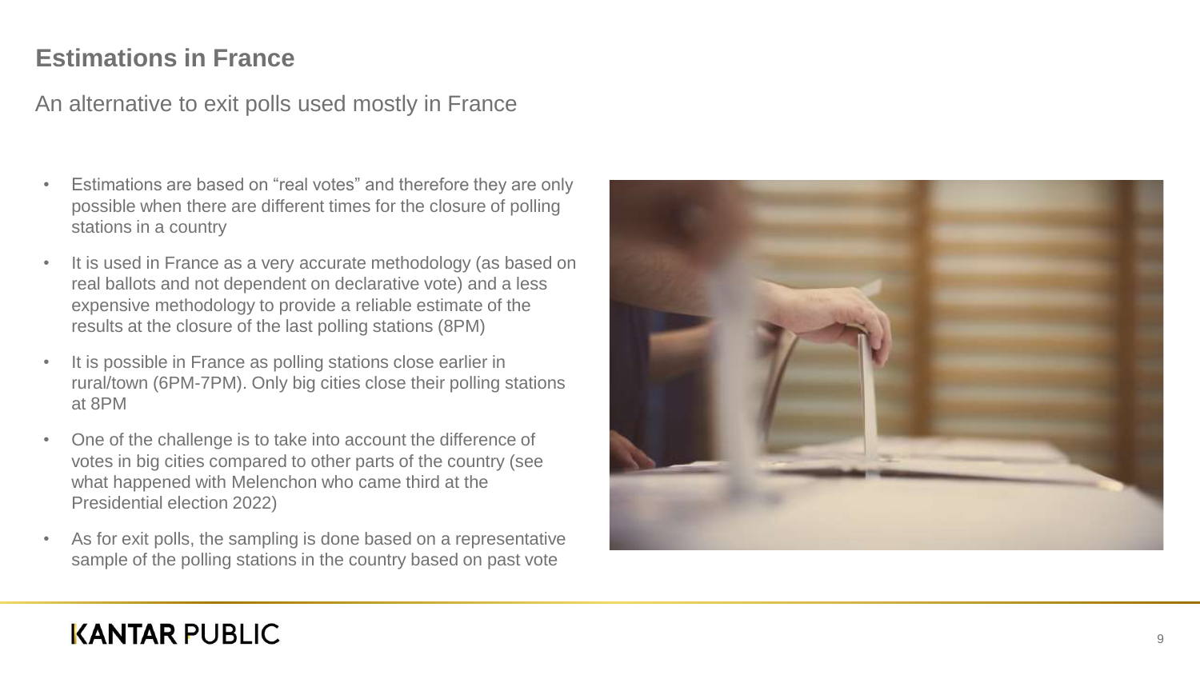# Estimations in France

An alternative to exit polls used mostly in France

- Estimations are based on "real votes" and therefore they are only possible when there are different times for the closure of polling stations in a country
- It is used in France as a very accurate methodology (as based on real ballots and not dependent on declarative vote) and a less expensive methodology to provide a reliable estimate of the results at the closure of the last polling stations (8PM)
- It is possible in France as polling stations close earlier in rural/town (6PM-7PM). Only big cities close their polling stations at 8PM
- One of the challenge is to take into account the difference of votes in big cities compared to other parts of the country (see what happened with Melenchon who came third at the Presidential election 2022)
- As for exit polls, the sampling is done based on a representative sample of the polling stations in the country based on past vote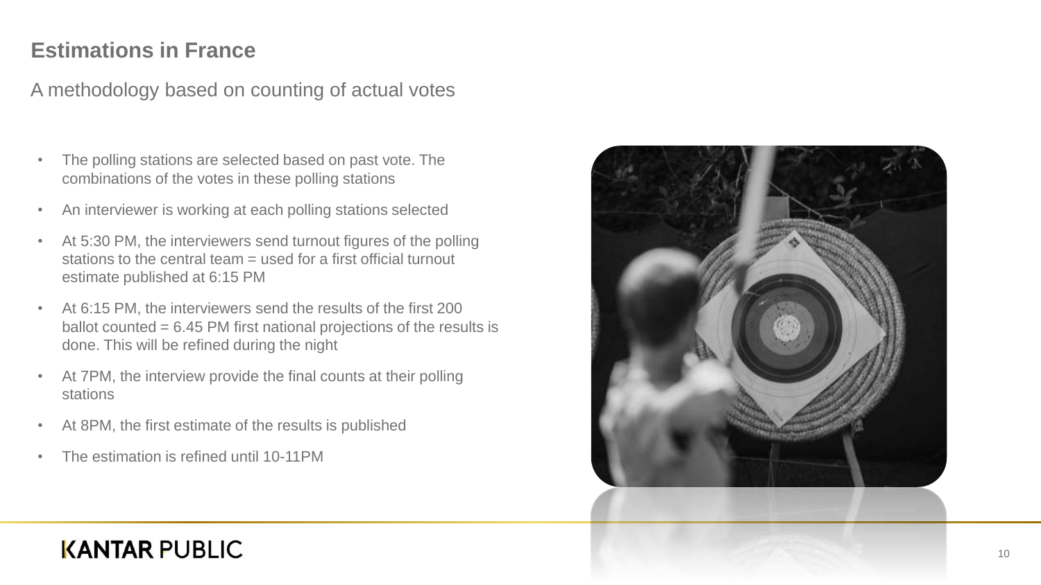# Estimations in France

## A methodology based on counting of actual votes

- The polling stations are selected based on past vote. The combinations of the votes in these polling stations
- An interviewer is working at each polling stations selected
- At 5:30 PM, the interviewers send turnout figures of the polling stations to the central team = used for a first official turnout estimate published at 6:15 PM
- At 6:15 PM, the interviewers send the results of the first 200 ballot counted = 6.45 PM first national projections of the results is done. This will be refined during the night
- At 7PM, the interview provide the final counts at their polling stations
- At 8PM, the first estimate of the results is published
- The estimation is refined until 10-11PM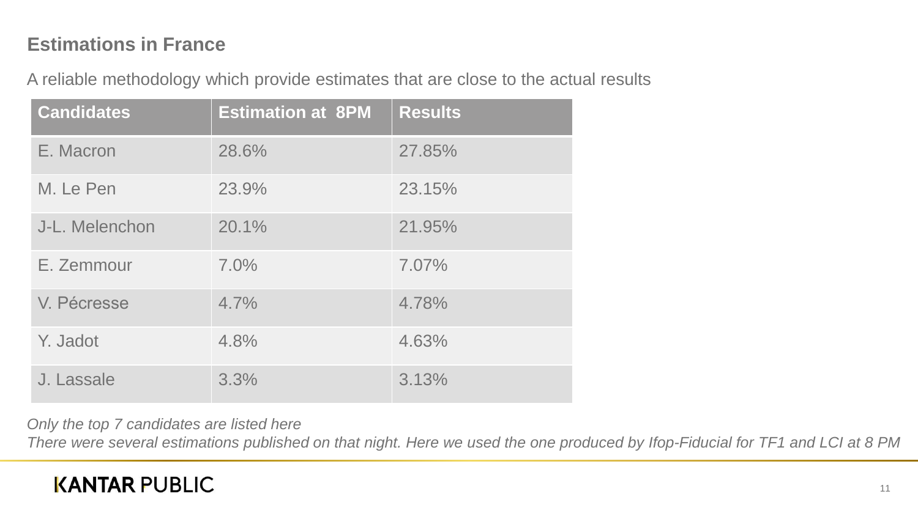## Estimations in France

A reliable methodology which provide estimates that are close to the actual results

| Candidates | Estimation at 8PM | Results |
| --- | --- | --- |
| E. Macron | 28.6% | 27.85% |
| M. Le Pen | 23.9% | 23.15% |
| J-L. Melenchon | 20.1% | 21.95% |
| E. Zemmour | 7.0% | 7.07% |
| V. Pécresse | 4.7% | 4.78% |
| Y. Jadot | 4.8% | 4.63% |
| J. Lassale | 3.3% | 3.13% |

*Only the top 7 candidates are listed here*

*There were several estimations published on that night. Here we used the one produced by Ifop-Fiducial for TF1 and LCI at 8 PM*

**KANTAR PUBLIC**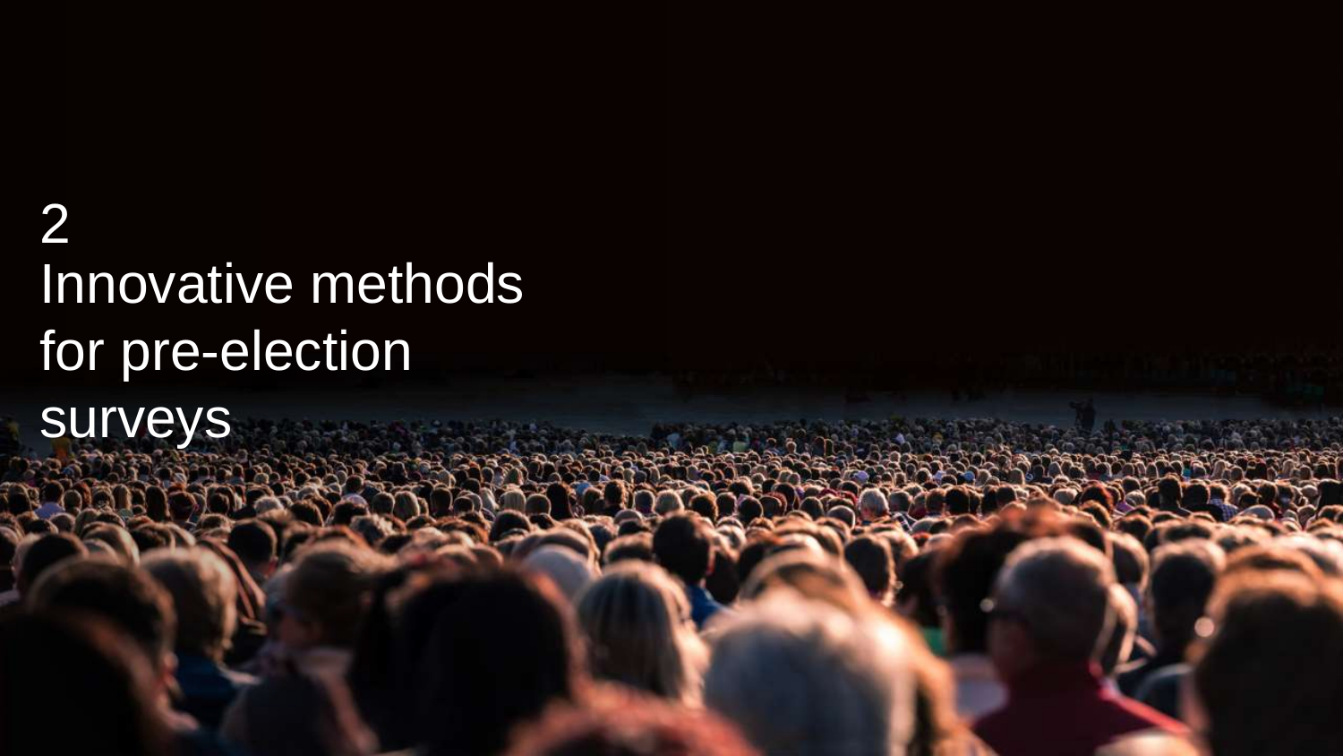# 2
# Innovative methods for pre-election surveys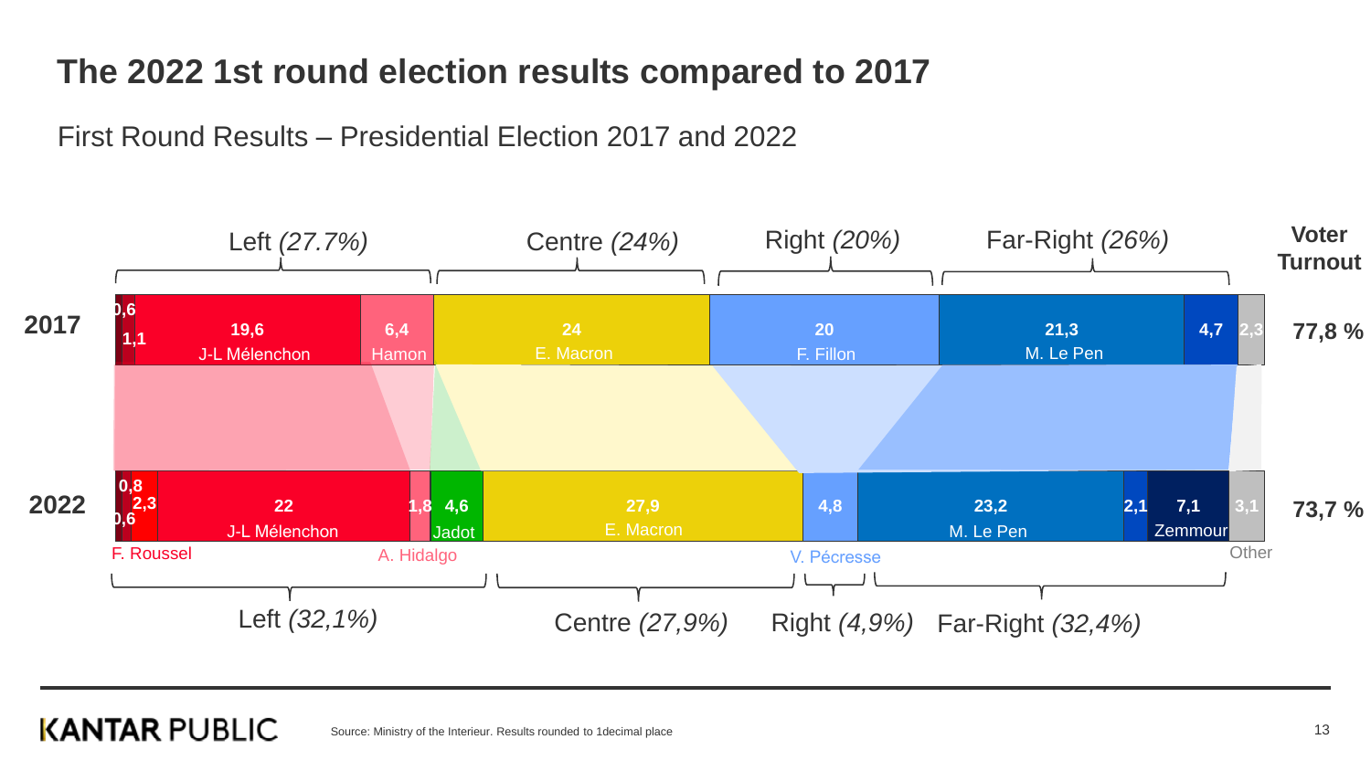# The 2022 1st round election results compared to 2017

First Round Results – Presidential Election 2017 and 2022

**2017** (Voter Turnout: 77,8 %)

| Group | Candidate | Result |
|---|---|---|
| Left *(27.7%)* | | 0,6 |
| | | 1,1 |
| | J-L Mélenchon | 19,6 |
| | Hamon | 6,4 |
| Centre *(24%)* | E. Macron | 24 |
| Right *(20%)* | F. Fillon | 20 |
| Far-Right *(26%)* | M. Le Pen | 21,3 |
| | | 4,7 |
| Other | | 2,3 |

**2022** (Voter Turnout: 73,7 %)

| Group | Candidate | Result |
|---|---|---|
| Left *(32,1%)* | | 0,6 |
| | | 0,8 |
| | F. Roussel | 2,3 |
| | J-L Mélenchon | 22 |
| | A. Hidalgo | 1,8 |
| | Jadot | 4,6 |
| Centre *(27,9%)* | E. Macron | 27,9 |
| Right *(4,9%)* | V. Pécresse | 4,8 |
| Far-Right *(32,4%)* | M. Le Pen | 23,2 |
| | | 2,1 |
| | Zemmour | 7,1 |
| Other | | 3,1 |

Source: Ministry of the Interieur. Results rounded to 1decimal place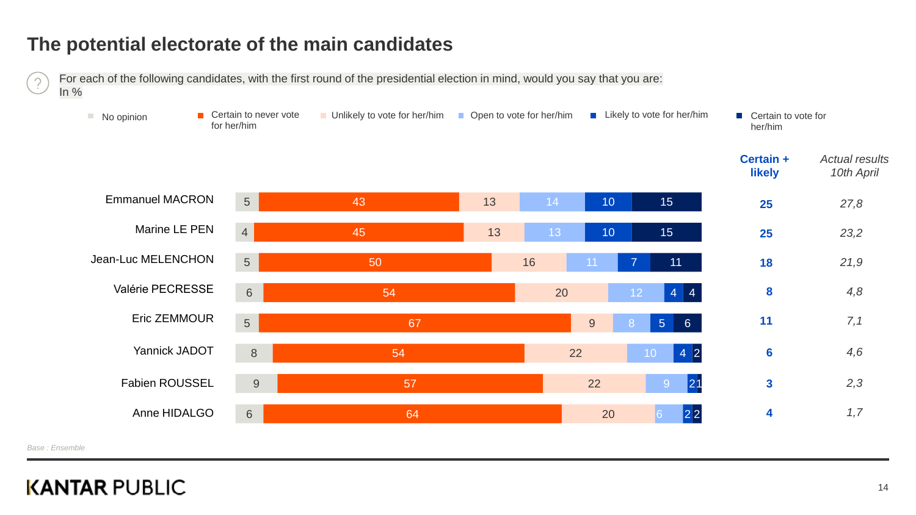## The potential electorate of the main candidates

For each of the following candidates, with the first round of the presidential election in mind, would you say that you are:
In %

| Candidate | No opinion | Certain to never vote for her/him | Unlikely to vote for her/him | Open to vote for her/him | Likely to vote for her/him | Certain to vote for her/him | Certain + likely | Actual results 10th April |
|---|---|---|---|---|---|---|---|---|
| Emmanuel MACRON | 5 | 43 | 13 | 14 | 10 | 15 | **25** | *27,8* |
| Marine LE PEN | 4 | 45 | 13 | 13 | 10 | 15 | **25** | *23,2* |
| Jean-Luc MELENCHON | 5 | 50 | 16 | 11 | 7 | 11 | **18** | *21,9* |
| Valérie PECRESSE | 6 | 54 | 20 | 12 | 4 | 4 | **8** | *4,8* |
| Eric ZEMMOUR | 5 | 67 | 9 | 8 | 5 | 6 | **11** | *7,1* |
| Yannick JADOT | 8 | 54 | 22 | 10 | 4 | 2 | **6** | *4,6* |
| Fabien ROUSSEL | 9 | 57 | 22 | 9 | 2 | 1 | **3** | *2,3* |
| Anne HIDALGO | 6 | 64 | 20 | 6 | 2 | 2 | **4** | *1,7* |

*Base : Ensemble*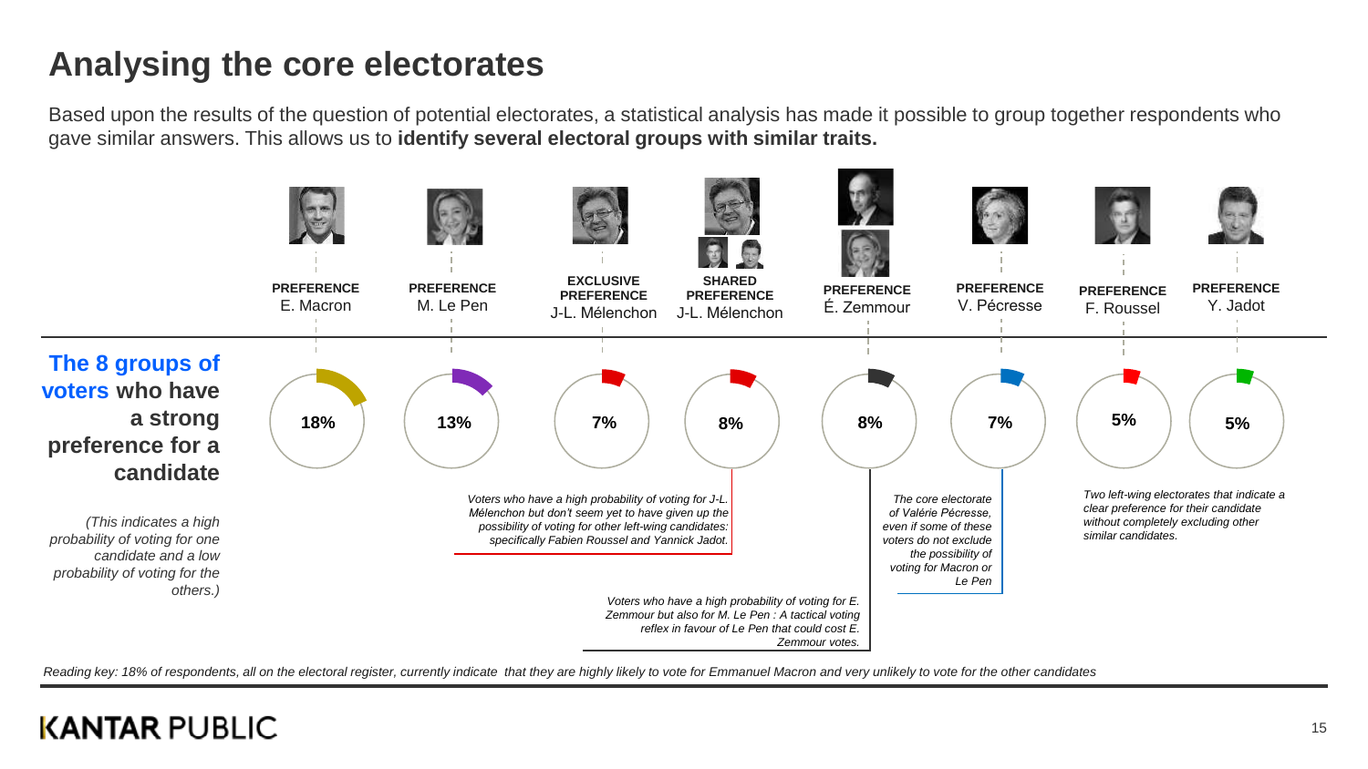# Analysing the core electorates

Based upon the results of the question of potential electorates, a statistical analysis has made it possible to group together respondents who gave similar answers. This allows us to **identify several electoral groups with similar traits.**

**The 8 groups of voters who have a strong preference for a candidate**

*(This indicates a high probability of voting for one candidate and a low probability of voting for the others.)*

| PREFERENCE E. Macron | PREFERENCE M. Le Pen | EXCLUSIVE PREFERENCE J-L. Mélenchon | SHARED PREFERENCE J-L. Mélenchon | PREFERENCE É. Zemmour | PREFERENCE V. Pécresse | PREFERENCE F. Roussel | PREFERENCE Y. Jadot |
| --- | --- | --- | --- | --- | --- | --- | --- |
| 18% | 13% | 7% | 8% | 8% | 7% | 5% | 5% |

*Voters who have a high probability of voting for J-L. Mélenchon but don't seem yet to have given up the possibility of voting for other left-wing candidates: specifically Fabien Roussel and Yannick Jadot.*

*Voters who have a high probability of voting for E. Zemmour but also for M. Le Pen : A tactical voting reflex in favour of Le Pen that could cost E. Zemmour votes.*

*The core electorate of Valérie Pécresse, even if some of these voters do not exclude the possibility of voting for Macron or Le Pen*

*Two left-wing electorates that indicate a clear preference for their candidate without completely excluding other similar candidates.*

*Reading key: 18% of respondents, all on the electoral register, currently indicate that they are highly likely to vote for Emmanuel Macron and very unlikely to vote for the other candidates*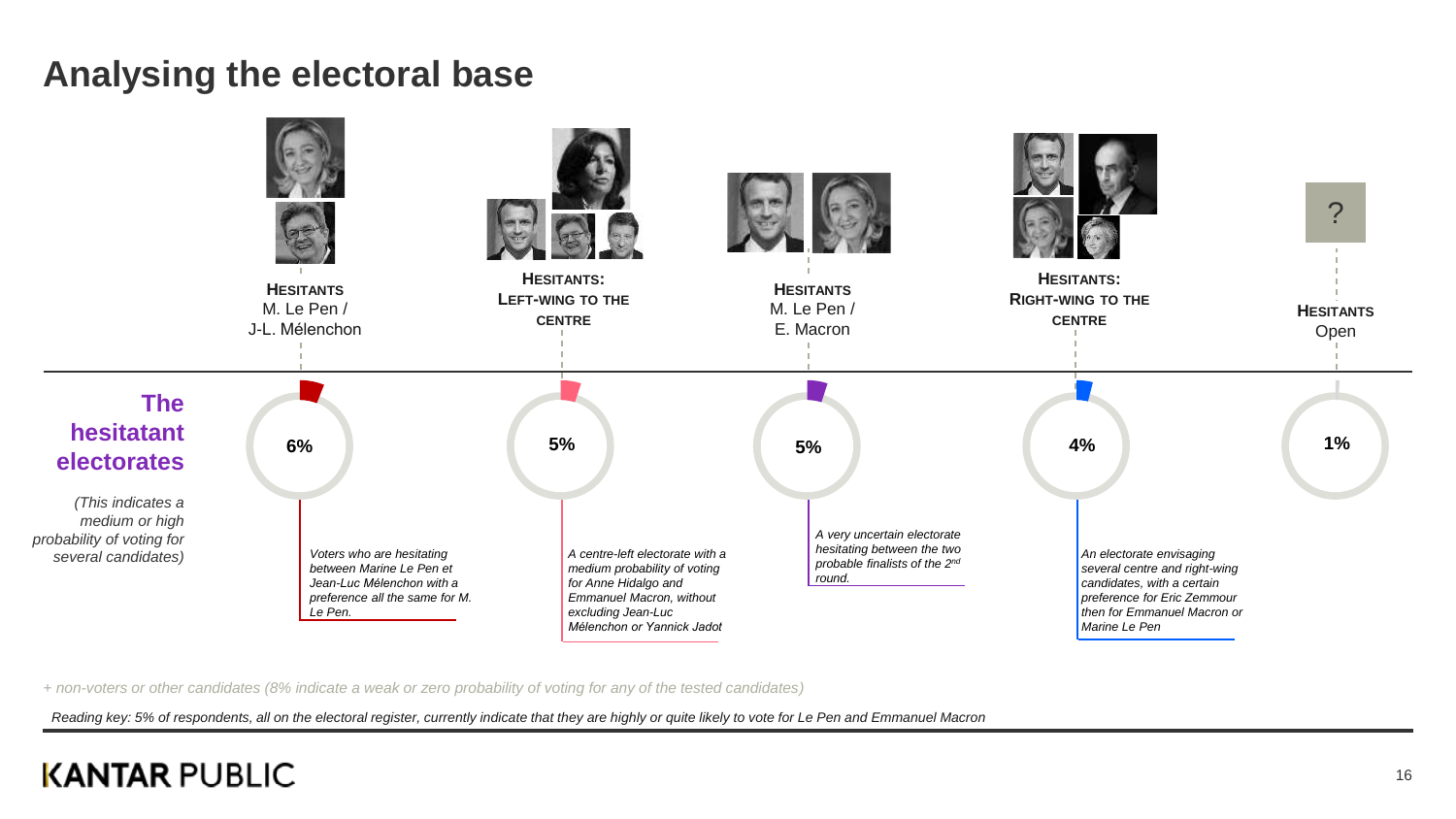# Analysing the electoral base

## The hesitatant electorates

*(This indicates a medium or high probability of voting for several candidates)*

| Group | Share | Description |
|---|---|---|
| **HESITANTS** M. Le Pen / J-L. Mélenchon | **6%** | *Voters who are hesitating between Marine Le Pen et Jean-Luc Mélenchon with a preference all the same for M. Le Pen.* |
| **HESITANTS: LEFT-WING TO THE CENTRE** | **5%** | *A centre-left electorate with a medium probability of voting for Anne Hidalgo and Emmanuel Macron, without excluding Jean-Luc Mélenchon or Yannick Jadot* |
| **HESITANTS** M. Le Pen / E. Macron | **5%** | *A very uncertain electorate hesitating between the two probable finalists of the 2nd round.* |
| **HESITANTS: RIGHT-WING TO THE CENTRE** | **4%** | *An electorate envisaging several centre and right-wing candidates, with a certain preference for Eric Zemmour then for Emmanuel Macron or Marine Le Pen* |
| **HESITANTS** Open | **1%** | |

*+ non-voters or other candidates (8% indicate a weak or zero probability of voting for any of the tested candidates)*

*Reading key: 5% of respondents, all on the electoral register, currently indicate that they are highly or quite likely to vote for Le Pen and Emmanuel Macron*

KANTAR PUBLIC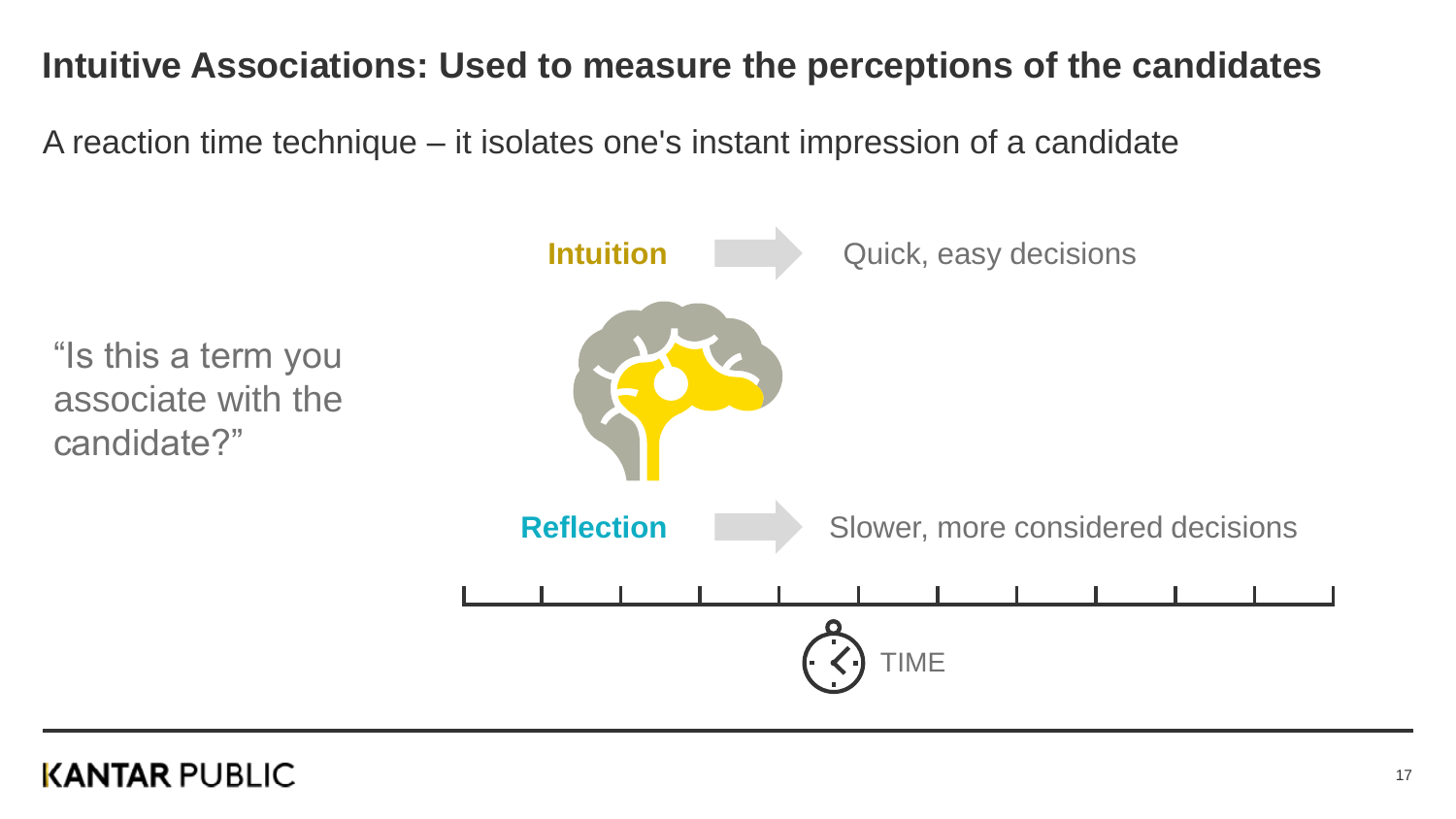# Intuitive Associations: Used to measure the perceptions of the candidates

A reaction time technique – it isolates one's instant impression of a candidate

"Is this a term you associate with the candidate?"

**Intuition** → Quick, easy decisions

**Reflection** → Slower, more considered decisions

TIME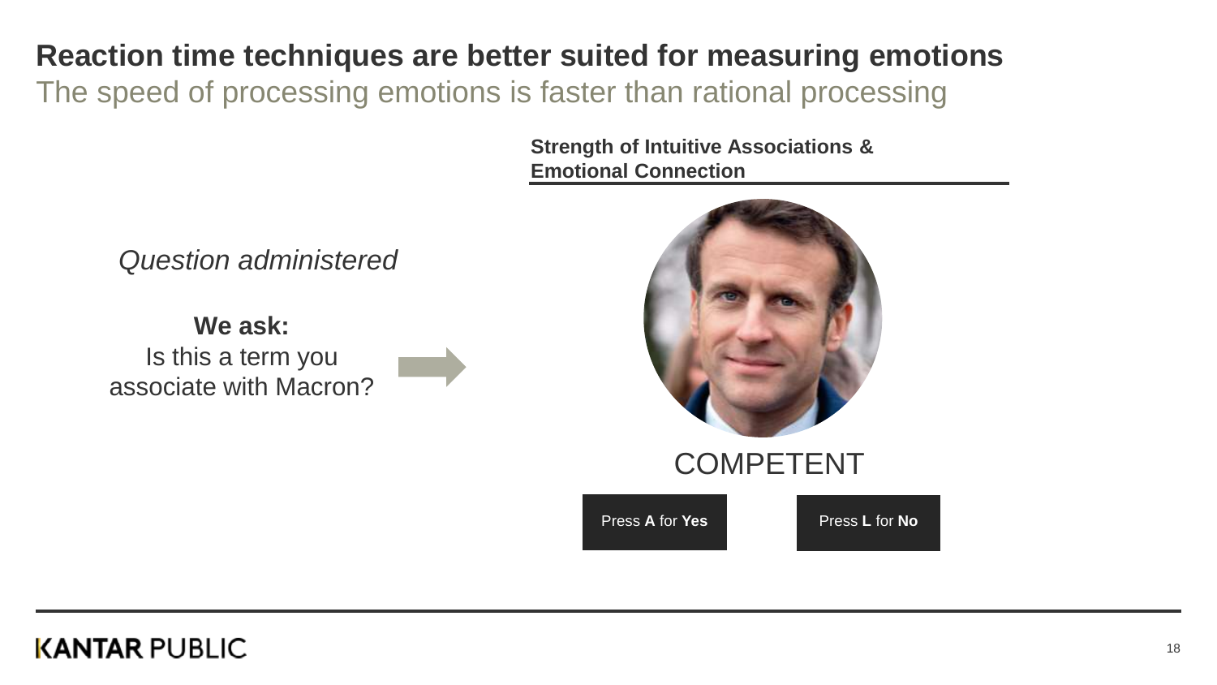# Reaction time techniques are better suited for measuring emotions

## The speed of processing emotions is faster than rational processing

*Question administered*

**We ask:**
Is this a term you associate with Macron?

**Strength of Intuitive Associations & Emotional Connection**

COMPETENT

Press **A** for **Yes**

Press **L** for **No**

KANTAR PUBLIC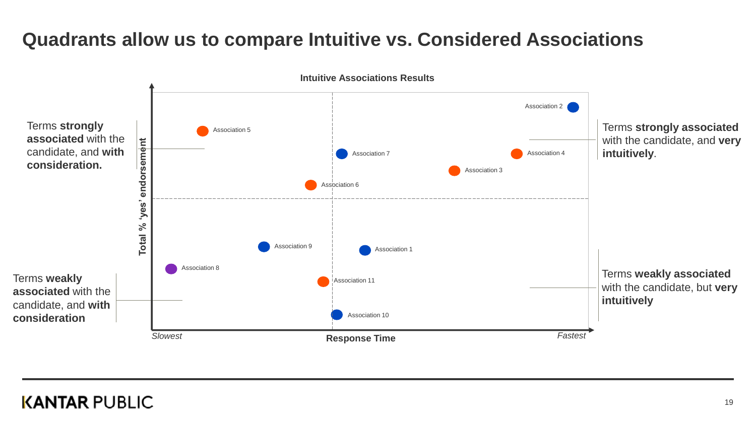# Quadrants allow us to compare Intuitive vs. Considered Associations

**Intuitive Associations Results**

Terms **strongly associated** with the candidate, and **with consideration.**

Terms **strongly associated** with the candidate, and **very intuitively**.

Terms **weakly associated** with the candidate, and **with consideration**

Terms **weakly associated** with the candidate, but **very intuitively**

**Total % 'yes' endorsement**

*Slowest* **Response Time** *Fastest*

Association 2
Association 5
Association 7
Association 4
Association 3
Association 6
Association 9
Association 1
Association 8
Association 11
Association 10

KANTAR PUBLIC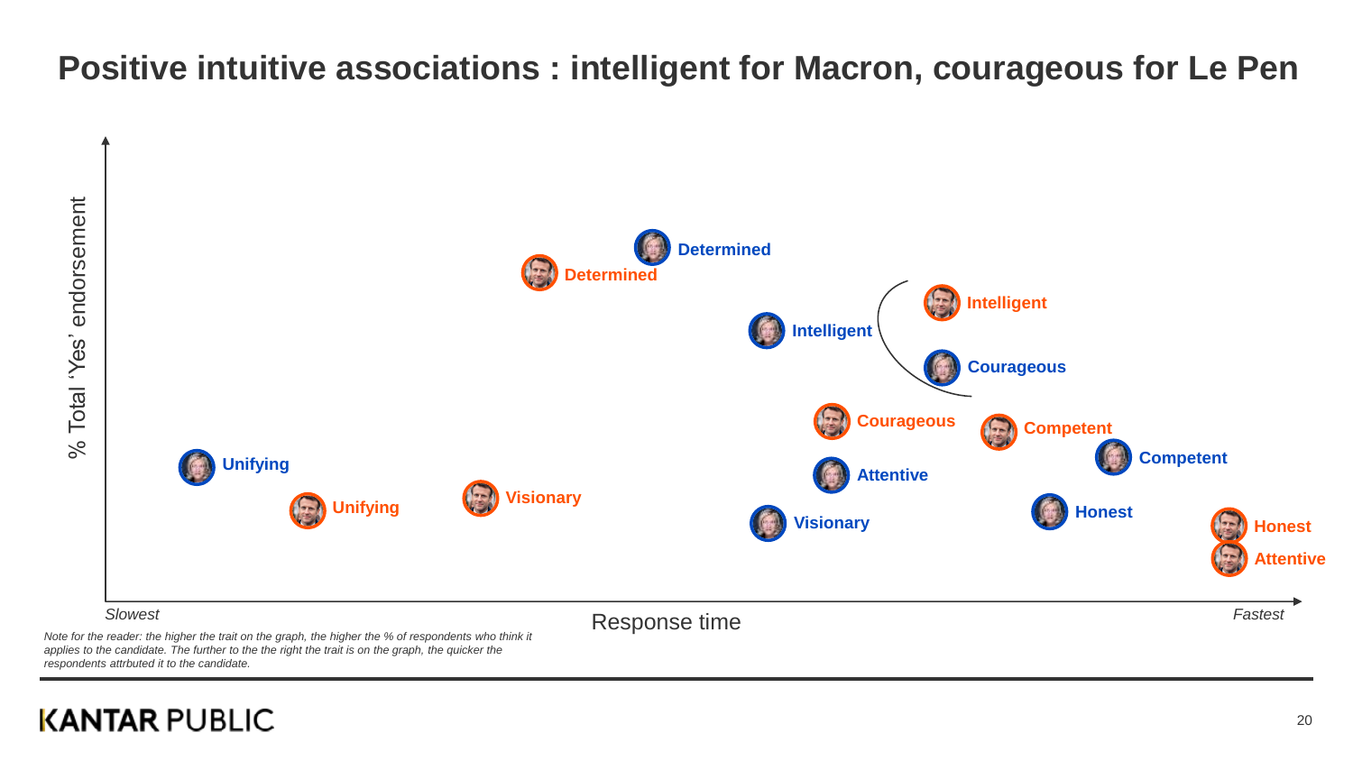# Positive intuitive associations : intelligent for Macron, courageous for Le Pen

% Total 'Yes' endorsement

Determined

Determined

Intelligent

Intelligent

Courageous

Courageous

Competent

Competent

Unifying

Attentive

Unifying

Visionary

Visionary

Honest

Honest

Attentive

Slowest — Response time — Fastest

*Note for the reader: the higher the trait on the graph, the higher the % of respondents who think it applies to the candidate. The further to the the right the trait is on the graph, the quicker the respondents attrbuted it to the candidate.*

KANTAR PUBLIC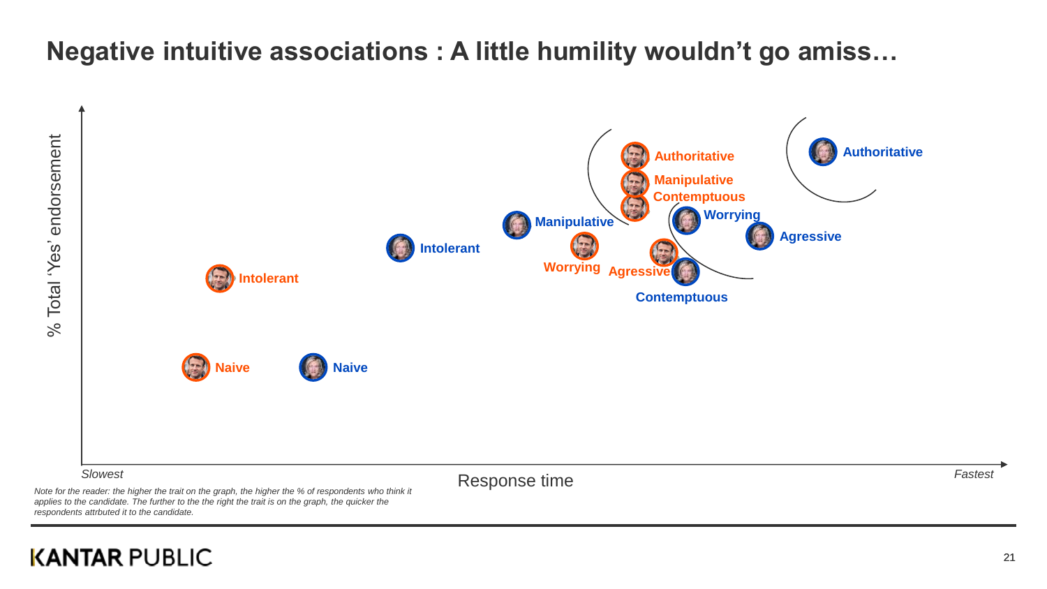# Negative intuitive associations : A little humility wouldn't go amiss…

% Total 'Yes' endorsement

Authoritative
Manipulative
Contemptuous
Authoritative
Worrying
Manipulative
Agressive
Intolerant
Worrying
Agressive
Contemptuous
Intolerant
Naive
Naive

Slowest — Response time — Fastest

*Note for the reader: the higher the trait on the graph, the higher the % of respondents who think it applies to the candidate. The further to the the right the trait is on the graph, the quicker the respondents attrbuted it to the candidate.*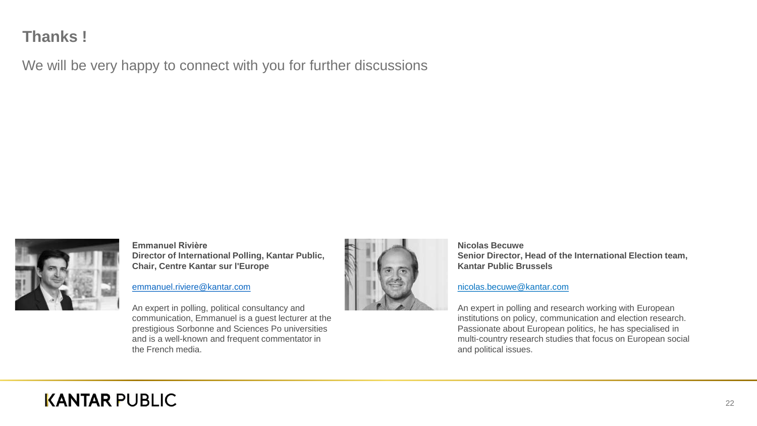## Thanks !

We will be very happy to connect with you for further discussions

**Emmanuel Rivière**
**Director of International Polling, Kantar Public, Chair, Centre Kantar sur l'Europe**

emmanuel.riviere@kantar.com

An expert in polling, political consultancy and communication, Emmanuel is a guest lecturer at the prestigious Sorbonne and Sciences Po universities and is a well-known and frequent commentator in the French media.

**Nicolas Becuwe**
**Senior Director, Head of the International Election team, Kantar Public Brussels**

nicolas.becuwe@kantar.com

An expert in polling and research working with European institutions on policy, communication and election research. Passionate about European politics, he has specialised in multi-country research studies that focus on European social and political issues.

KANTAR PUBLIC